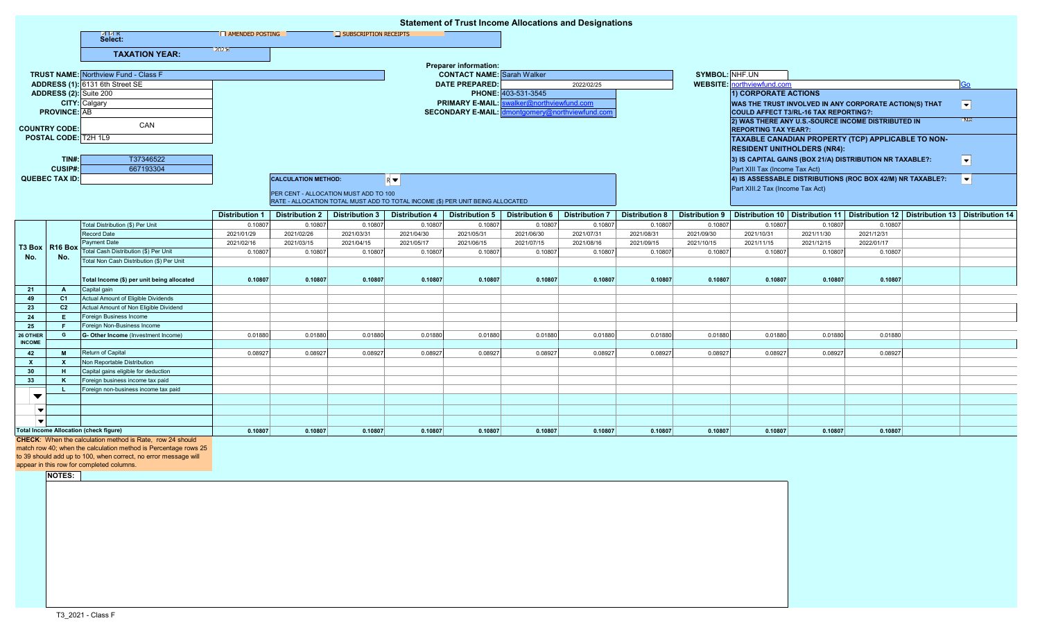# Statement of Trust Income Allocations and Designations

Select: | AMENDED POSTING | SUBSCRIPTION RECEIPTS

**TAXATION YEAR:** 2021

**TRUST NAME:** Northview Fund - Class F
**ADDRESS (1):** 6131 6th Street SE
**ADDRESS (2):** Suite 200
**CITY:** Calgary
**PROVINCE:** AB
**COUNTRY CODE:** CAN
**POSTAL CODE:** T2H 1L9

**TIN#:** T37346522
**CUSIP#:** 667193304
**QUEBEC TAX ID:**

**Preparer information:**
**CONTACT NAME:** Sarah Walker
**DATE PREPARED:** 2022/02/25
**PHONE:** 403-531-3545
**PRIMARY E-MAIL:** swalker@northviewfund.com
**SECONDARY E-MAIL:** dmontgomery@northviewfund.com

**SYMBOL:** NHF.UN
**WEBSITE:** northviewfund.com Go

**1) CORPORATE ACTIONS**
**WAS THE TRUST INVOLVED IN ANY CORPORATE ACTION(S) THAT COULD AFFECT T3/RL-16 TAX REPORTING?:**
**2) WAS THERE ANY U.S.-SOURCE INCOME DISTRIBUTED IN REPORTING TAX YEAR?:** No
**TAXABLE CANADIAN PROPERTY (TCP) APPLICABLE TO NON-RESIDENT UNITHOLDERS (NR4):**
**3) IS CAPITAL GAINS (BOX 21/A) DISTRIBUTION NR TAXABLE?:**
Part XIII Tax (Income Tax Act)
**4) IS ASSESSABLE DISTRIBUTIONS (ROC BOX 42/M) NR TAXABLE?:**
Part XIII.2 Tax (Income Tax Act)

**CALCULATION METHOD:** R
PER CENT - ALLOCATION MUST ADD TO 100
RATE - ALLOCATION TOTAL MUST ADD TO TOTAL INCOME ($) PER UNIT BEING ALLOCATED

| T3 Box No. | R16 Box No. | | Distribution 1 | Distribution 2 | Distribution 3 | Distribution 4 | Distribution 5 | Distribution 6 | Distribution 7 | Distribution 8 | Distribution 9 | Distribution 10 | Distribution 11 | Distribution 12 | Distribution 13 | Distribution 14 |
|---|---|---|---|---|---|---|---|---|---|---|---|---|---|---|---|---|
| | | Total Distribution ($) Per Unit | 0.10807 | 0.10807 | 0.10807 | 0.10807 | 0.10807 | 0.10807 | 0.10807 | 0.10807 | 0.10807 | 0.10807 | 0.10807 | 0.10807 | | |
| | | Record Date | 2021/01/29 | 2021/02/26 | 2021/03/31 | 2021/04/30 | 2021/05/31 | 2021/06/30 | 2021/07/31 | 2021/08/31 | 2021/09/30 | 2021/10/31 | 2021/11/30 | 2021/12/31 | | |
| | | Payment Date | 2021/02/16 | 2021/03/15 | 2021/04/15 | 2021/05/17 | 2021/06/15 | 2021/07/15 | 2021/08/16 | 2021/09/15 | 2021/10/15 | 2021/11/15 | 2021/12/15 | 2022/01/17 | | |
| | | Total Cash Distribution ($) Per Unit | 0.10807 | 0.10807 | 0.10807 | 0.10807 | 0.10807 | 0.10807 | 0.10807 | 0.10807 | 0.10807 | 0.10807 | 0.10807 | 0.10807 | | |
| | | Total Non Cash Distribution ($) Per Unit | | | | | | | | | | | | | | |
| | | **Total Income ($) per unit being allocated** | **0.10807** | **0.10807** | **0.10807** | **0.10807** | **0.10807** | **0.10807** | **0.10807** | **0.10807** | **0.10807** | **0.10807** | **0.10807** | **0.10807** | | |
| 21 | A | Capital gain | | | | | | | | | | | | | | |
| 49 | C1 | Actual Amount of Eligible Dividends | | | | | | | | | | | | | | |
| 23 | C2 | Actual Amount of Non Eligible Dividend | | | | | | | | | | | | | | |
| 24 | E | Foreign Business Income | | | | | | | | | | | | | | |
| 25 | F | Foreign Non-Business Income | | | | | | | | | | | | | | |
| 26 OTHER INCOME | G | G- Other Income (Investment Income) | 0.01880 | 0.01880 | 0.01880 | 0.01880 | 0.01880 | 0.01880 | 0.01880 | 0.01880 | 0.01880 | 0.01880 | 0.01880 | 0.01880 | | |
| 42 | M | Return of Capital | 0.08927 | 0.08927 | 0.08927 | 0.08927 | 0.08927 | 0.08927 | 0.08927 | 0.08927 | 0.08927 | 0.08927 | 0.08927 | 0.08927 | | |
| X | X | Non Reportable Distribution | | | | | | | | | | | | | | |
| 30 | H | Capital gains eligible for deduction | | | | | | | | | | | | | | |
| 33 | K | Foreign business income tax paid | | | | | | | | | | | | | | |
| | L | Foreign non-business income tax paid | | | | | | | | | | | | | | |
| **Total Income Allocation (check figure)** | | | **0.10807** | **0.10807** | **0.10807** | **0.10807** | **0.10807** | **0.10807** | **0.10807** | **0.10807** | **0.10807** | **0.10807** | **0.10807** | **0.10807** | | |

**CHECK**: When the calculation method is Rate, row 24 should match row 40; when the calculation method is Percentage rows 25 to 39 should add up to 100, when correct, no error message will appear in this row for completed columns.

**NOTES:**

T3_2021 - Class F